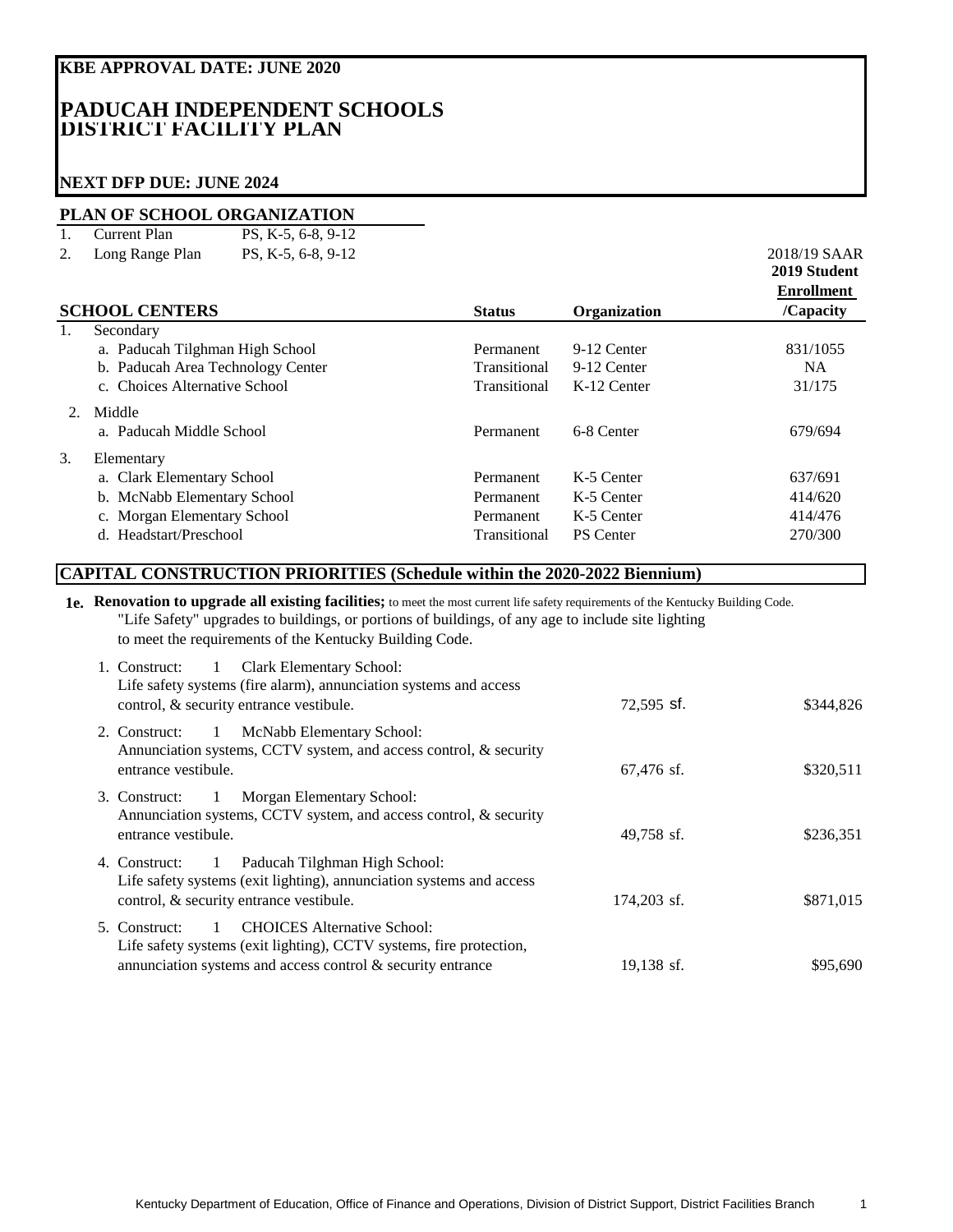**KBE APPROVAL DATE: JUNE 2020**

# PADUCAH INDEPENDENT SCHOOLS
## DISTRICT FACILITY PLAN

**NEXT DFP DUE: JUNE 2024**

### PLAN OF SCHOOL ORGANIZATION

1. Current Plan — PS, K-5, 6-8, 9-12
2. Long Range Plan — PS, K-5, 6-8, 9-12

| SCHOOL CENTERS | Status | Organization | 2018/19 SAAR 2019 Student Enrollment /Capacity |
|---|---|---|---|
| 1. Secondary | | | |
| a. Paducah Tilghman High School | Permanent | 9-12 Center | 831/1055 |
| b. Paducah Area Technology Center | Transitional | 9-12 Center | NA |
| c. Choices Alternative School | Transitional | K-12 Center | 31/175 |
| 2. Middle | | | |
| a. Paducah Middle School | Permanent | 6-8 Center | 679/694 |
| 3. Elementary | | | |
| a. Clark Elementary School | Permanent | K-5 Center | 637/691 |
| b. McNabb Elementary School | Permanent | K-5 Center | 414/620 |
| c. Morgan Elementary School | Permanent | K-5 Center | 414/476 |
| d. Headstart/Preschool | Transitional | PS Center | 270/300 |

### CAPITAL CONSTRUCTION PRIORITIES (Schedule within the 2020-2022 Biennium)

**1e. Renovation to upgrade all existing facilities;** to meet the most current life safety requirements of the Kentucky Building Code. "Life Safety" upgrades to buildings, or portions of buildings, of any age to include site lighting to meet the requirements of the Kentucky Building Code.

| | Description | Area | Cost |
|---|---|---|---|
| 1. | Construct: 1 Clark Elementary School: Life safety systems (fire alarm), annunciation systems and access control, & security entrance vestibule. | 72,595 sf. | $344,826 |
| 2. | Construct: 1 McNabb Elementary School: Annunciation systems, CCTV system, and access control, & security entrance vestibule. | 67,476 sf. | $320,511 |
| 3. | Construct: 1 Morgan Elementary School: Annunciation systems, CCTV system, and access control, & security entrance vestibule. | 49,758 sf. | $236,351 |
| 4. | Construct: 1 Paducah Tilghman High School: Life safety systems (exit lighting), annunciation systems and access control, & security entrance vestibule. | 174,203 sf. | $871,015 |
| 5. | Construct: 1 CHOICES Alternative School: Life safety systems (exit lighting), CCTV systems, fire protection, annunciation systems and access control & security entrance | 19,138 sf. | $95,690 |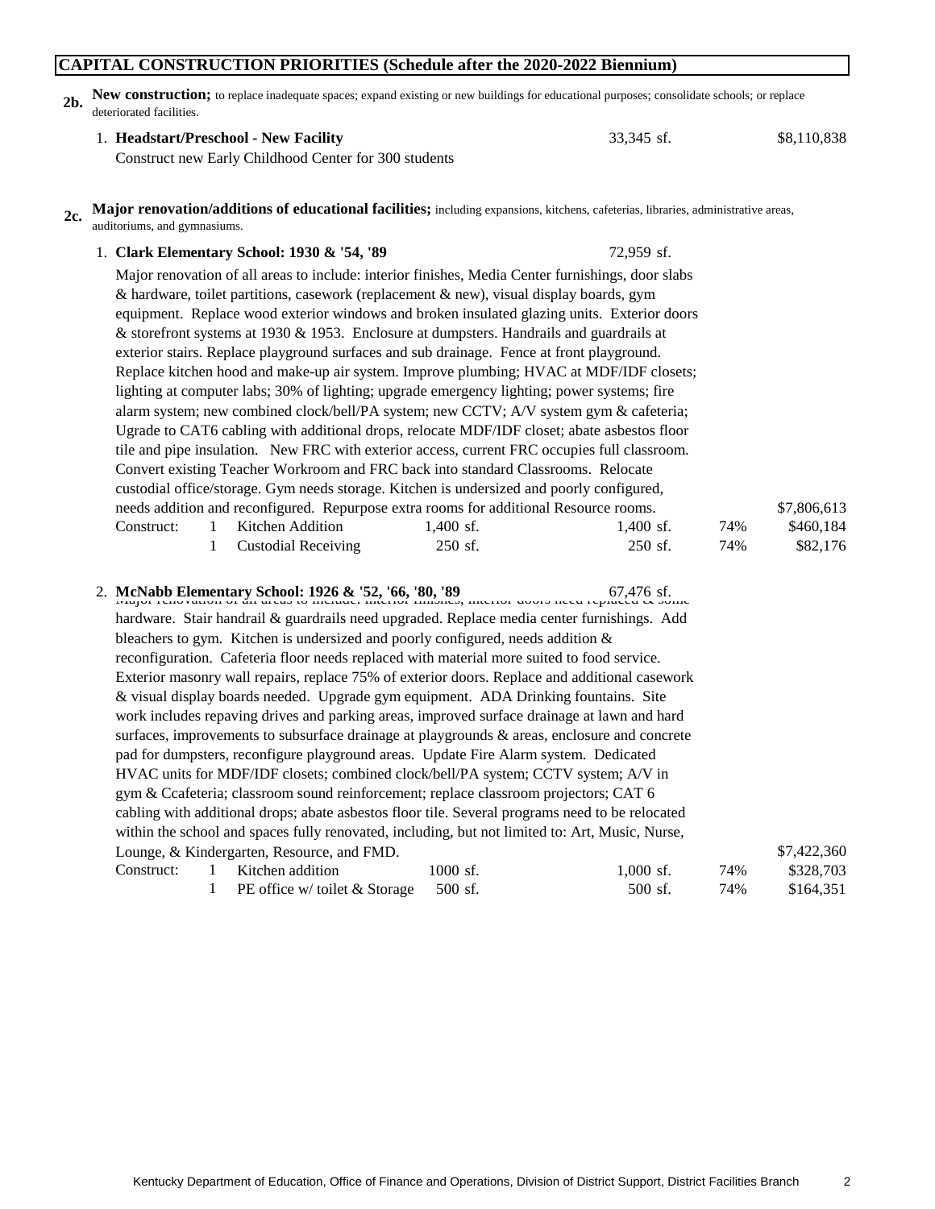## CAPITAL CONSTRUCTION PRIORITIES (Schedule after the 2020-2022 Biennium)

**2b.** **New construction;** to replace inadequate spaces; expand existing or new buildings for educational purposes; consolidate schools; or replace deteriorated facilities.

1. **Headstart/Preschool - New Facility** — 33,345 sf. — $8,110,838

   Construct new Early Childhood Center for 300 students

**2c.** **Major renovation/additions of educational facilities;** including expansions, kitchens, cafeterias, libraries, administrative areas, auditoriums, and gymnasiums.

1. **Clark Elementary School: 1930 & '54, '89** — 72,959 sf.

   Major renovation of all areas to include: interior finishes, Media Center furnishings, door slabs & hardware, toilet partitions, casework (replacement & new), visual display boards, gym equipment. Replace wood exterior windows and broken insulated glazing units. Exterior doors & storefront systems at 1930 & 1953. Enclosure at dumpsters. Handrails and guardrails at exterior stairs. Replace playground surfaces and sub drainage. Fence at front playground. Replace kitchen hood and make-up air system. Improve plumbing; HVAC at MDF/IDF closets; lighting at computer labs; 30% of lighting; upgrade emergency lighting; power systems; fire alarm system; new combined clock/bell/PA system; new CCTV; A/V system gym & cafeteria; Ugrade to CAT6 cabling with additional drops, relocate MDF/IDF closet; abate asbestos floor tile and pipe insulation. New FRC with exterior access, current FRC occupies full classroom. Convert existing Teacher Workroom and FRC back into standard Classrooms. Relocate custodial office/storage. Gym needs storage. Kitchen is undersized and poorly configured, needs addition and reconfigured. Repurpose extra rooms for additional Resource rooms. — $7,806,613

   | | | | | | | |
   |---|---|---|---|---|---|---|
   | Construct: | 1 | Kitchen Addition | 1,400 sf. | 1,400 sf. | 74% | $460,184 |
   | | 1 | Custodial Receiving | 250 sf. | 250 sf. | 74% | $82,176 |

2. **McNabb Elementary School: 1926 & '52, '66, '80, '89** — 67,476 sf.

   Major renovation of all areas to include: interior finishes, interior doors need replaced & some hardware. Stair handrail & guardrails need upgraded. Replace media center furnishings. Add bleachers to gym. Kitchen is undersized and poorly configured, needs addition & reconfiguration. Cafeteria floor needs replaced with material more suited to food service. Exterior masonry wall repairs, replace 75% of exterior doors. Replace and additional casework & visual display boards needed. Upgrade gym equipment. ADA Drinking fountains. Site work includes repaving drives and parking areas, improved surface drainage at lawn and hard surfaces, improvements to subsurface drainage at playgrounds & areas, enclosure and concrete pad for dumpsters, reconfigure playground areas. Update Fire Alarm system. Dedicated HVAC units for MDF/IDF closets; combined clock/bell/PA system; CCTV system; A/V in gym & Ccafeteria; classroom sound reinforcement; replace classroom projectors; CAT 6 cabling with additional drops; abate asbestos floor tile. Several programs need to be relocated within the school and spaces fully renovated, including, but not limited to: Art, Music, Nurse, Lounge, & Kindergarten, Resource, and FMD. — $7,422,360

   | | | | | | | |
   |---|---|---|---|---|---|---|
   | Construct: | 1 | Kitchen addition | 1000 sf. | 1,000 sf. | 74% | $328,703 |
   | | 1 | PE office w/ toilet & Storage | 500 sf. | 500 sf. | 74% | $164,351 |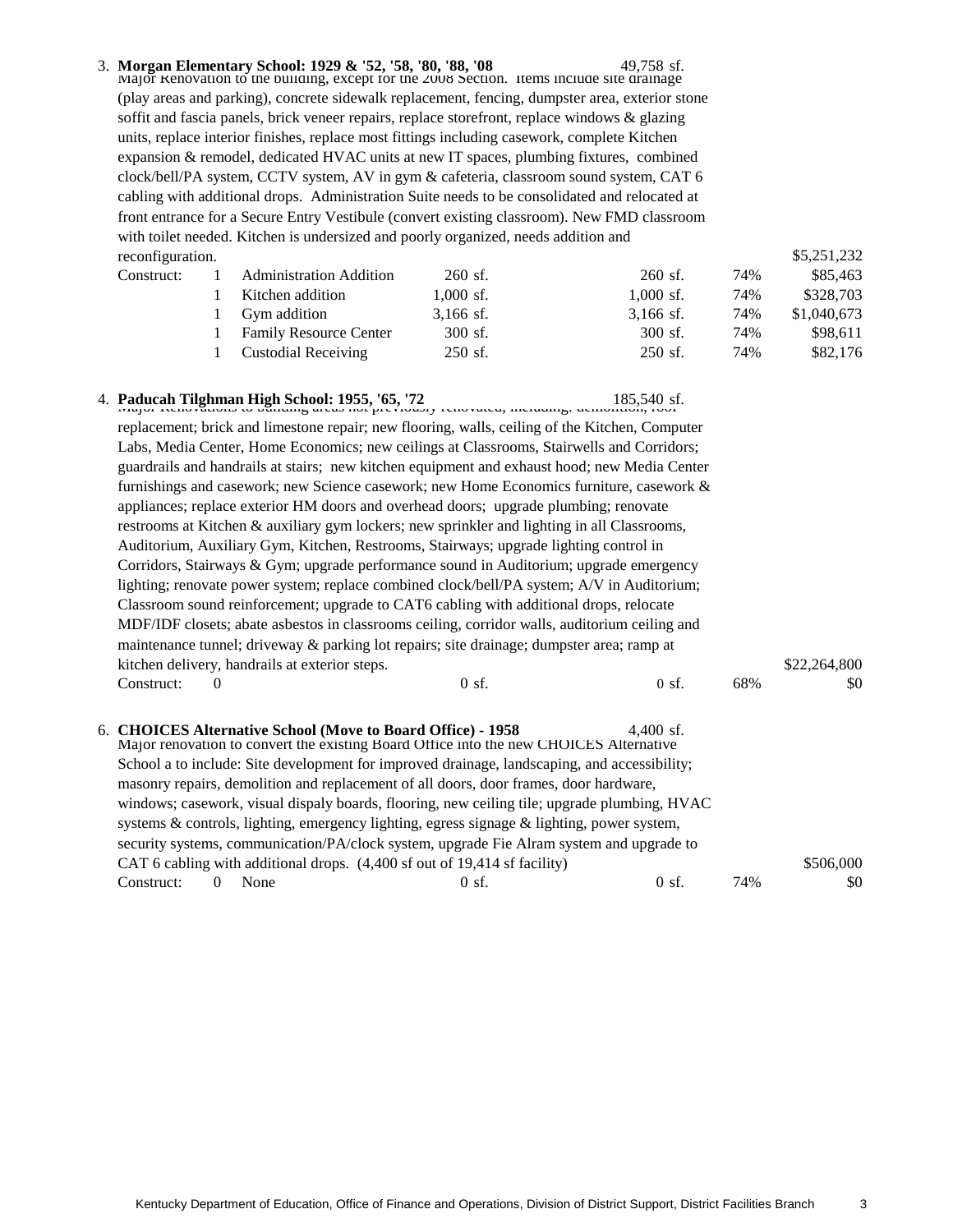3. **Morgan Elementary School: 1929 & '52, '58, '80, '88, '08** 49,758 sf.

Major Renovation to the building, except for the 2008 Section. Items include site drainage (play areas and parking), concrete sidewalk replacement, fencing, dumpster area, exterior stone soffit and fascia panels, brick veneer repairs, replace storefront, replace windows & glazing units, replace interior finishes, replace most fittings including casework, complete Kitchen expansion & remodel, dedicated HVAC units at new IT spaces, plumbing fixtures, combined clock/bell/PA system, CCTV system, AV in gym & cafeteria, classroom sound system, CAT 6 cabling with additional drops. Administration Suite needs to be consolidated and relocated at front entrance for a Secure Entry Vestibule (convert existing classroom). New FMD classroom with toilet needed. Kitchen is undersized and poorly organized, needs addition and reconfiguration. $5,251,232

| | | | | | | |
|---|---|---|---|---|---|---|
| Construct: | 1 | Administration Addition | 260 sf. | 260 sf. | 74% | $85,463 |
| | 1 | Kitchen addition | 1,000 sf. | 1,000 sf. | 74% | $328,703 |
| | 1 | Gym addition | 3,166 sf. | 3,166 sf. | 74% | $1,040,673 |
| | 1 | Family Resource Center | 300 sf. | 300 sf. | 74% | $98,611 |
| | 1 | Custodial Receiving | 250 sf. | 250 sf. | 74% | $82,176 |

4. **Paducah Tilghman High School: 1955, '65, '72** 185,540 sf.

Major Renovations to building areas not previously renovated, including: demolition, roof replacement; brick and limestone repair; new flooring, walls, ceiling of the Kitchen, Computer Labs, Media Center, Home Economics; new ceilings at Classrooms, Stairwells and Corridors; guardrails and handrails at stairs; new kitchen equipment and exhaust hood; new Media Center furnishings and casework; new Science casework; new Home Economics furniture, casework & appliances; replace exterior HM doors and overhead doors; upgrade plumbing; renovate restrooms at Kitchen & auxiliary gym lockers; new sprinkler and lighting in all Classrooms, Auditorium, Auxiliary Gym, Kitchen, Restrooms, Stairways; upgrade lighting control in Corridors, Stairways & Gym; upgrade performance sound in Auditorium; upgrade emergency lighting; renovate power system; replace combined clock/bell/PA system; A/V in Auditorium; Classroom sound reinforcement; upgrade to CAT6 cabling with additional drops, relocate MDF/IDF closets; abate asbestos in classrooms ceiling, corridor walls, auditorium ceiling and maintenance tunnel; driveway & parking lot repairs; site drainage; dumpster area; ramp at kitchen delivery, handrails at exterior steps. $22,264,800

| | | | | | | |
|---|---|---|---|---|---|---|
| Construct: | 0 | | 0 sf. | 0 sf. | 68% | $0 |

6. **CHOICES Alternative School (Move to Board Office) - 1958** 4,400 sf.

Major renovation to convert the existing Board Office into the new CHOICES Alternative School a to include: Site development for improved drainage, landscaping, and accessibility; masonry repairs, demolition and replacement of all doors, door frames, door hardware, windows; casework, visual dispaly boards, flooring, new ceiling tile; upgrade plumbing, HVAC systems & controls, lighting, emergency lighting, egress signage & lighting, power system, security systems, communication/PA/clock system, upgrade Fie Alram system and upgrade to CAT 6 cabling with additional drops. (4,400 sf out of 19,414 sf facility) $506,000

| | | | | | | |
|---|---|---|---|---|---|---|
| Construct: | 0 | None | 0 sf. | 0 sf. | 74% | $0 |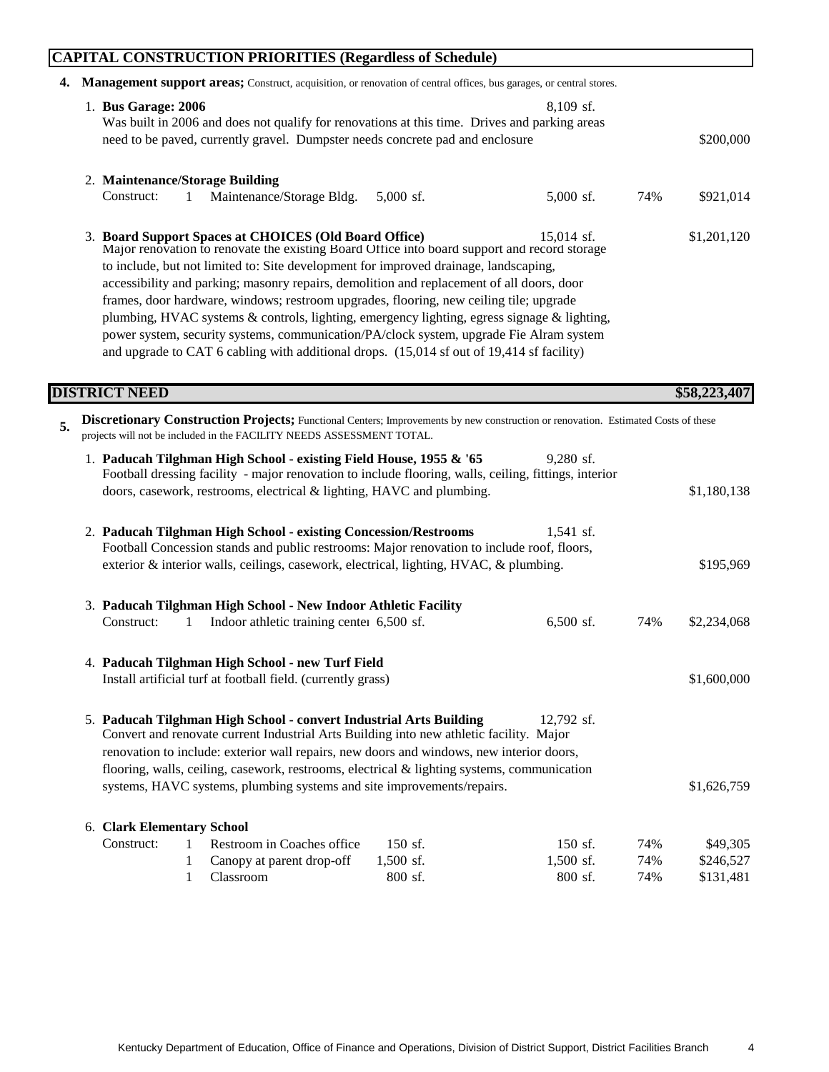## CAPITAL CONSTRUCTION PRIORITIES (Regardless of Schedule)

**4. Management support areas;** Construct, acquisition, or renovation of central offices, bus garages, or central stores.

1. **Bus Garage: 2006** — 8,109 sf.
   Was built in 2006 and does not qualify for renovations at this time. Drives and parking areas need to be paved, currently gravel. Dumpster needs concrete pad and enclosure — $200,000

2. **Maintenance/Storage Building**

| | | | | | | |
|---|---|---|---|---|---|---|
| Construct: | 1 | Maintenance/Storage Bldg. | 5,000 sf. | 5,000 sf. | 74% | $921,014 |

3. **Board Support Spaces at CHOICES (Old Board Office)** — 15,014 sf. — $1,201,120
   Major renovation to renovate the existing Board Office into board support and record storage to include, but not limited to: Site development for improved drainage, landscaping, accessibility and parking; masonry repairs, demolition and replacement of all doors, door frames, door hardware, windows; restroom upgrades, flooring, new ceiling tile; upgrade plumbing, HVAC systems & controls, lighting, emergency lighting, egress signage & lighting, power system, security systems, communication/PA/clock system, upgrade Fie Alram system and upgrade to CAT 6 cabling with additional drops. (15,014 sf out of 19,414 sf facility)

## DISTRICT NEED — $58,223,407

**5. Discretionary Construction Projects;** Functional Centers; Improvements by new construction or renovation. Estimated Costs of these projects will not be included in the FACILITY NEEDS ASSESSMENT TOTAL.

1. **Paducah Tilghman High School - existing Field House, 1955 & '65** — 9,280 sf.
   Football dressing facility - major renovation to include flooring, walls, ceiling, fittings, interior doors, casework, restrooms, electrical & lighting, HAVC and plumbing. — $1,180,138

2. **Paducah Tilghman High School - existing Concession/Restrooms** — 1,541 sf.
   Football Concession stands and public restrooms: Major renovation to include roof, floors, exterior & interior walls, ceilings, casework, electrical, lighting, HVAC, & plumbing. — $195,969

3. **Paducah Tilghman High School - New Indoor Athletic Facility**

| | | | | | | |
|---|---|---|---|---|---|---|
| Construct: | 1 | Indoor athletic training center | 6,500 sf. | 6,500 sf. | 74% | $2,234,068 |

4. **Paducah Tilghman High School - new Turf Field**
   Install artificial turf at football field. (currently grass) — $1,600,000

5. **Paducah Tilghman High School - convert Industrial Arts Building** — 12,792 sf.
   Convert and renovate current Industrial Arts Building into new athletic facility. Major renovation to include: exterior wall repairs, new doors and windows, new interior doors, flooring, walls, ceiling, casework, restrooms, electrical & lighting systems, communication systems, HAVC systems, plumbing systems and site improvements/repairs. — $1,626,759

6. **Clark Elementary School**

| | | | | | | |
|---|---|---|---|---|---|---|
| Construct: | 1 | Restroom in Coaches office | 150 sf. | 150 sf. | 74% | $49,305 |
| | 1 | Canopy at parent drop-off | 1,500 sf. | 1,500 sf. | 74% | $246,527 |
| | 1 | Classroom | 800 sf. | 800 sf. | 74% | $131,481 |